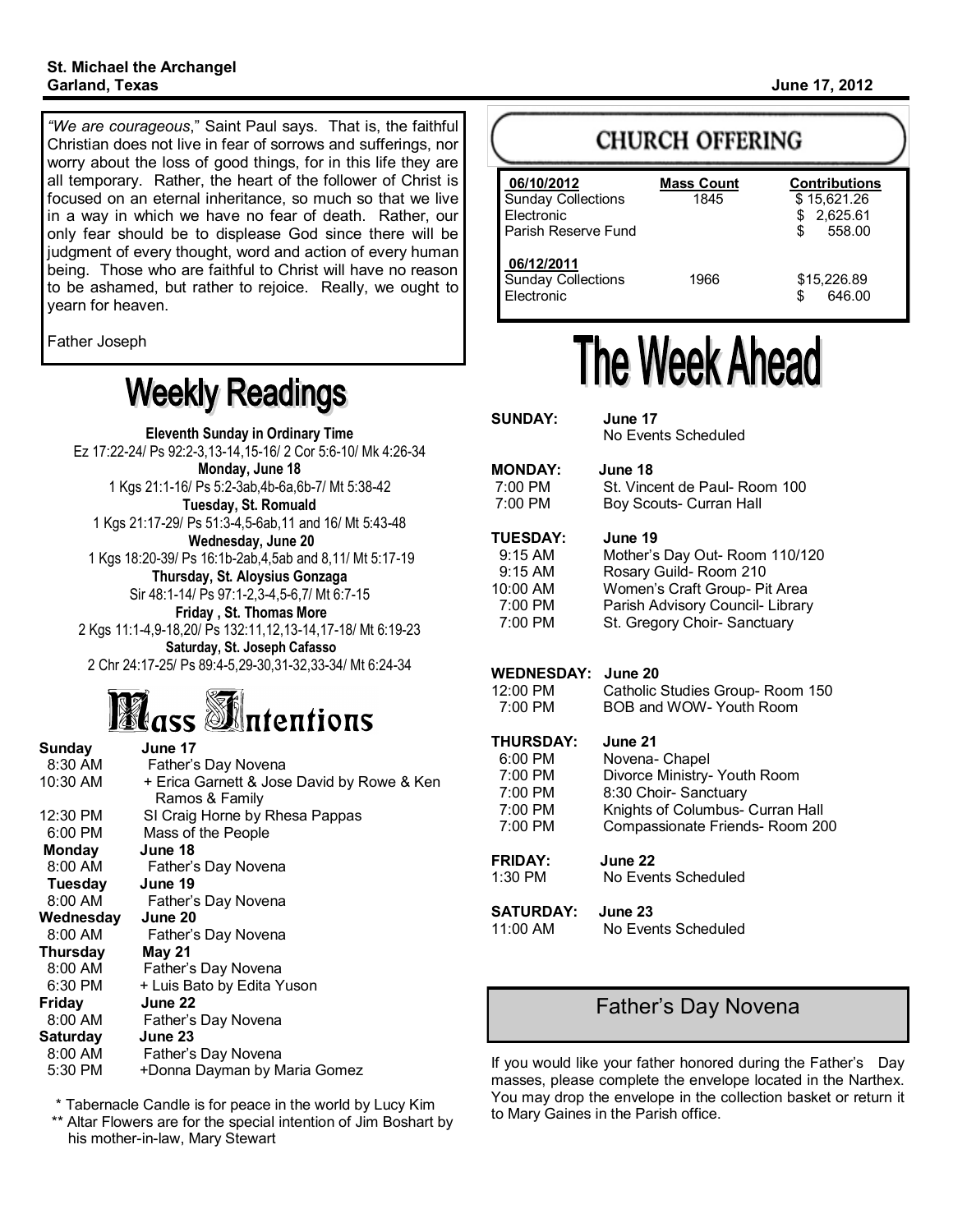**St. Michael the Archangel**
**Garland, Texas**

**June 17, 2012**

*"We are courageous*," Saint Paul says. That is, the faithful Christian does not live in fear of sorrows and sufferings, nor worry about the loss of good things, for in this life they are all temporary. Rather, the heart of the follower of Christ is focused on an eternal inheritance, so much so that we live in a way in which we have no fear of death. Rather, our only fear should be to displease God since there will be judgment of every thought, word and action of every human being. Those who are faithful to Christ will have no reason to be ashamed, but rather to rejoice. Really, we ought to yearn for heaven.

Father Joseph

# Weekly Readings

**Eleventh Sunday in Ordinary Time**
Ez 17:22-24/ Ps 92:2-3,13-14,15-16/ 2 Cor 5:6-10/ Mk 4:26-34

**Monday, June 18**
1 Kgs 21:1-16/ Ps 5:2-3ab,4b-6a,6b-7/ Mt 5:38-42

**Tuesday, St. Romuald**
1 Kgs 21:17-29/ Ps 51:3-4,5-6ab,11 and 16/ Mt 5:43-48

**Wednesday, June 20**
1 Kgs 18:20-39/ Ps 16:1b-2ab,4,5ab and 8,11/ Mt 5:17-19

**Thursday, St. Aloysius Gonzaga**
Sir 48:1-14/ Ps 97:1-2,3-4,5-6,7/ Mt 6:7-15

**Friday , St. Thomas More**
2 Kgs 11:1-4,9-18,20/ Ps 132:11,12,13-14,17-18/ Mt 6:19-23

**Saturday, St. Joseph Cafasso**
2 Chr 24:17-25/ Ps 89:4-5,29-30,31-32,33-34/ Mt 6:24-34

# Mass Intentions

**Sunday** June 17
8:30 AM Father's Day Novena
10:30 AM + Erica Garnett & Jose David by Rowe & Ken Ramos & Family
12:30 PM SI Craig Horne by Rhesa Pappas
6:00 PM Mass of the People

**Monday** June 18
8:00 AM Father's Day Novena

**Tuesday** June 19
8:00 AM Father's Day Novena

**Wednesday** June 20
8:00 AM Father's Day Novena

**Thursday** May 21
8:00 AM Father's Day Novena
6:30 PM + Luis Bato by Edita Yuson

**Friday** June 22
8:00 AM Father's Day Novena

**Saturday** June 23
8:00 AM Father's Day Novena
5:30 PM +Donna Dayman by Maria Gomez

\* Tabernacle Candle is for peace in the world by Lucy Kim
\*\* Altar Flowers are for the special intention of Jim Boshart by his mother-in-law, Mary Stewart

# CHURCH OFFERING

| **06/10/2012** | **Mass Count** | **Contributions** |
|---|---|---|
| Sunday Collections | 1845 | $ 15,621.26 |
| Electronic | | $ 2,625.61 |
| Parish Reserve Fund | | $ 558.00 |
| **06/12/2011** | | |
| Sunday Collections | 1966 | $15,226.89 |
| Electronic | | $ 646.00 |

# The Week Ahead

**SUNDAY:** **June 17**
No Events Scheduled

**MONDAY:** **June 18**
7:00 PM St. Vincent de Paul- Room 100
7:00 PM Boy Scouts- Curran Hall

**TUESDAY:** **June 19**
9:15 AM Mother's Day Out- Room 110/120
9:15 AM Rosary Guild- Room 210
10:00 AM Women's Craft Group- Pit Area
7:00 PM Parish Advisory Council- Library
7:00 PM St. Gregory Choir- Sanctuary

**WEDNESDAY:** **June 20**
12:00 PM Catholic Studies Group- Room 150
7:00 PM BOB and WOW- Youth Room

**THURSDAY:** **June 21**
6:00 PM Novena- Chapel
7:00 PM Divorce Ministry- Youth Room
7:00 PM 8:30 Choir- Sanctuary
7:00 PM Knights of Columbus- Curran Hall
7:00 PM Compassionate Friends- Room 200

**FRIDAY:** **June 22**
1:30 PM No Events Scheduled

**SATURDAY:** **June 23**
11:00 AM No Events Scheduled

## Father's Day Novena

If you would like your father honored during the Father's Day masses, please complete the envelope located in the Narthex. You may drop the envelope in the collection basket or return it to Mary Gaines in the Parish office.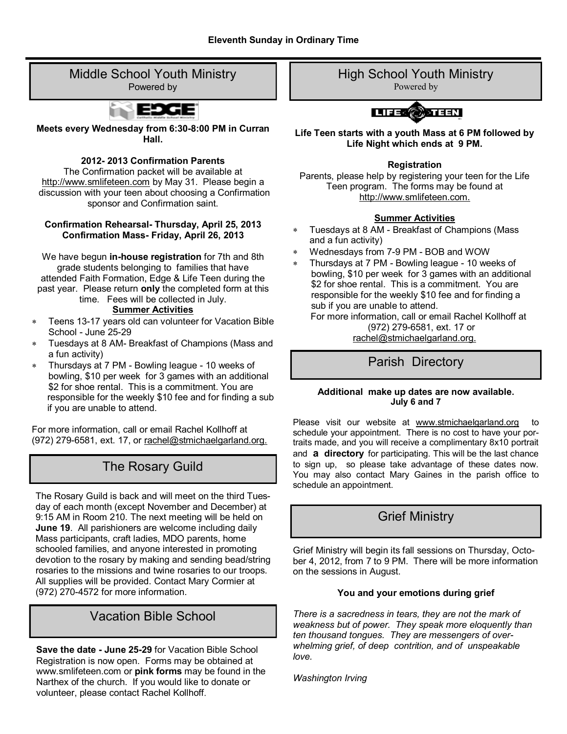Eleventh Sunday in Ordinary Time

## Middle School Youth Ministry

Powered by

**Meets every Wednesday from 6:30-8:00 PM in Curran Hall.**

**2012- 2013 Confirmation Parents**

The Confirmation packet will be available at http://www.smlifeteen.com by May 31. Please begin a discussion with your teen about choosing a Confirmation sponsor and Confirmation saint.

**Confirmation Rehearsal- Thursday, April 25, 2013**
**Confirmation Mass- Friday, April 26, 2013**

We have begun **in-house registration** for 7th and 8th grade students belonging to families that have attended Faith Formation, Edge & Life Teen during the past year. Please return **only** the completed form at this time. Fees will be collected in July.

**Summer Activities**

- Teens 13-17 years old can volunteer for Vacation Bible School - June 25-29
- Tuesdays at 8 AM- Breakfast of Champions (Mass and a fun activity)
- Thursdays at 7 PM - Bowling league - 10 weeks of bowling, $10 per week for 3 games with an additional $2 for shoe rental. This is a commitment. You are responsible for the weekly $10 fee and for finding a sub if you are unable to attend.

For more information, call or email Rachel Kollhoff at (972) 279-6581, ext. 17, or rachel@stmichaelgarland.org.

## The Rosary Guild

The Rosary Guild is back and will meet on the third Tuesday of each month (except November and December) at 9:15 AM in Room 210. The next meeting will be held on **June 19**. All parishioners are welcome including daily Mass participants, craft ladies, MDO parents, home schooled families, and anyone interested in promoting devotion to the rosary by making and sending bead/string rosaries to the missions and twine rosaries to our troops. All supplies will be provided. Contact Mary Cormier at (972) 270-4572 for more information.

## Vacation Bible School

**Save the date - June 25-29** for Vacation Bible School Registration is now open. Forms may be obtained at www.smlifeteen.com or **pink forms** may be found in the Narthex of the church. If you would like to donate or volunteer, please contact Rachel Kollhoff.

## High School Youth Ministry

Powered by

**Life Teen starts with a youth Mass at 6 PM followed by Life Night which ends at 9 PM.**

**Registration**

Parents, please help by registering your teen for the Life Teen program. The forms may be found at http://www.smlifeteen.com.

**Summer Activities**

- Tuesdays at 8 AM - Breakfast of Champions (Mass and a fun activity)
- Wednesdays from 7-9 PM - BOB and WOW
- Thursdays at 7 PM - Bowling league - 10 weeks of bowling, $10 per week for 3 games with an additional $2 for shoe rental. This is a commitment. You are responsible for the weekly $10 fee and for finding a sub if you are unable to attend.

For more information, call or email Rachel Kollhoff at (972) 279-6581, ext. 17 or rachel@stmichaelgarland.org.

## Parish Directory

**Additional make up dates are now available. July 6 and 7**

Please visit our website at www.stmichaelgarland.org to schedule your appointment. There is no cost to have your portraits made, and you will receive a complimentary 8x10 portrait and **a directory** for participating. This will be the last chance to sign up, so please take advantage of these dates now. You may also contact Mary Gaines in the parish office to schedule an appointment.

## Grief Ministry

Grief Ministry will begin its fall sessions on Thursday, October 4, 2012, from 7 to 9 PM. There will be more information on the sessions in August.

**You and your emotions during grief**

*There is a sacredness in tears, they are not the mark of weakness but of power. They speak more eloquently than ten thousand tongues. They are messengers of overwhelming grief, of deep contrition, and of unspeakable love.*

*Washington Irving*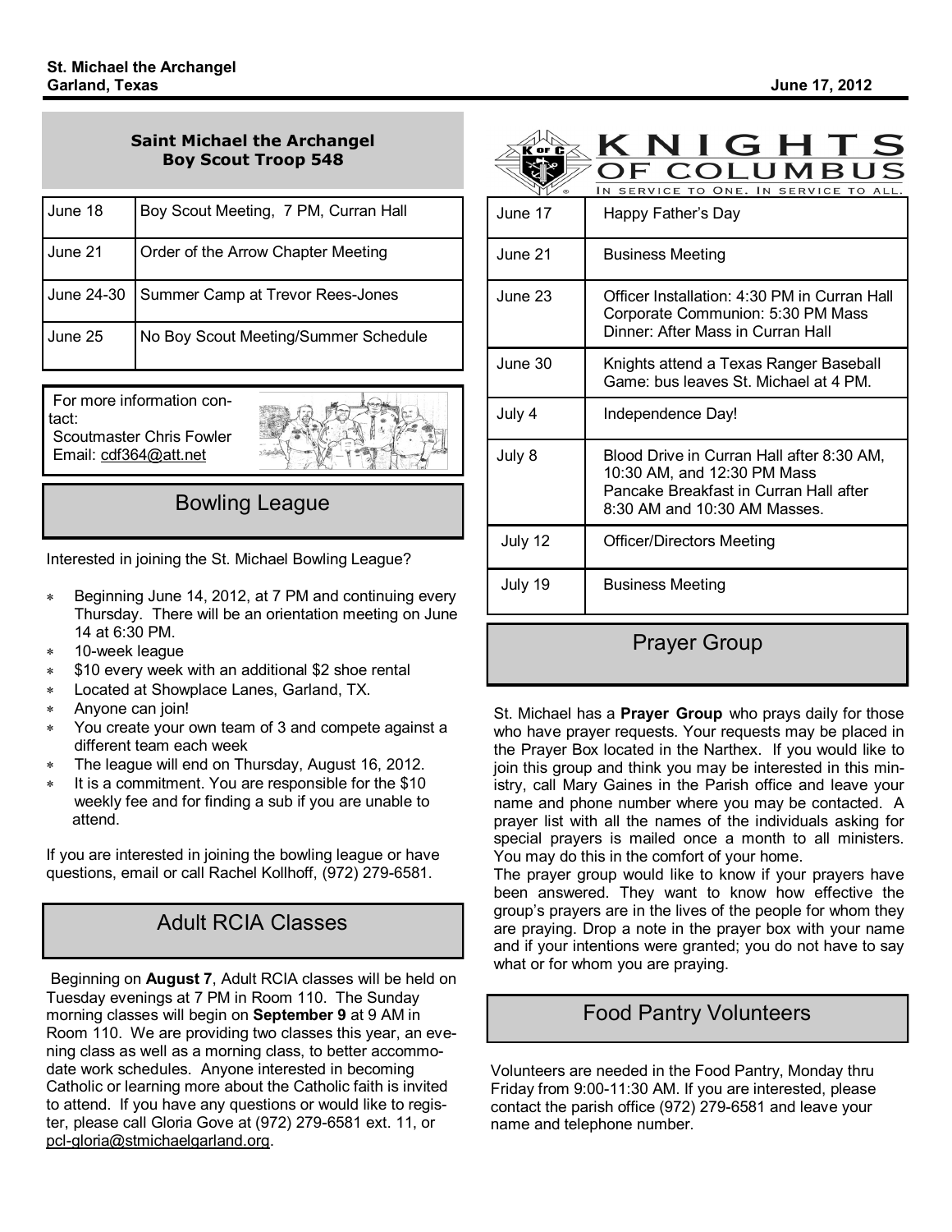## Saint Michael the Archangel Boy Scout Troop 548

| | |
|---|---|
| June 18 | Boy Scout Meeting, 7 PM, Curran Hall |
| June 21 | Order of the Arrow Chapter Meeting |
| June 24-30 | Summer Camp at Trevor Rees-Jones |
| June 25 | No Boy Scout Meeting/Summer Schedule |

For more information contact:
Scoutmaster Chris Fowler
Email: cdf364@att.net

## Bowling League

Interested in joining the St. Michael Bowling League?

- Beginning June 14, 2012, at 7 PM and continuing every Thursday. There will be an orientation meeting on June 14 at 6:30 PM.
- 10-week league
- $10 every week with an additional $2 shoe rental
- Located at Showplace Lanes, Garland, TX.
- Anyone can join!
- You create your own team of 3 and compete against a different team each week
- The league will end on Thursday, August 16, 2012.
- It is a commitment. You are responsible for the $10 weekly fee and for finding a sub if you are unable to attend.

If you are interested in joining the bowling league or have questions, email or call Rachel Kollhoff, (972) 279-6581.

## Adult RCIA Classes

Beginning on **August 7**, Adult RCIA classes will be held on Tuesday evenings at 7 PM in Room 110. The Sunday morning classes will begin on **September 9** at 9 AM in Room 110. We are providing two classes this year, an evening class as well as a morning class, to better accommodate work schedules. Anyone interested in becoming Catholic or learning more about the Catholic faith is invited to attend. If you have any questions or would like to register, please call Gloria Gove at (972) 279-6581 ext. 11, or pcl-gloria@stmichaelgarland.org.

## KNIGHTS OF COLUMBUS

In Service to One. In Service to All.

| | |
|---|---|
| June 17 | Happy Father's Day |
| June 21 | Business Meeting |
| June 23 | Officer Installation: 4:30 PM in Curran Hall<br>Corporate Communion: 5:30 PM Mass<br>Dinner: After Mass in Curran Hall |
| June 30 | Knights attend a Texas Ranger Baseball Game: bus leaves St. Michael at 4 PM. |
| July 4 | Independence Day! |
| July 8 | Blood Drive in Curran Hall after 8:30 AM, 10:30 AM, and 12:30 PM Mass<br>Pancake Breakfast in Curran Hall after 8:30 AM and 10:30 AM Masses. |
| July 12 | Officer/Directors Meeting |
| July 19 | Business Meeting |

## Prayer Group

St. Michael has a **Prayer Group** who prays daily for those who have prayer requests. Your requests may be placed in the Prayer Box located in the Narthex. If you would like to join this group and think you may be interested in this ministry, call Mary Gaines in the Parish office and leave your name and phone number where you may be contacted. A prayer list with all the names of the individuals asking for special prayers is mailed once a month to all ministers. You may do this in the comfort of your home.

The prayer group would like to know if your prayers have been answered. They want to know how effective the group's prayers are in the lives of the people for whom they are praying. Drop a note in the prayer box with your name and if your intentions were granted; you do not have to say what or for whom you are praying.

## Food Pantry Volunteers

Volunteers are needed in the Food Pantry, Monday thru Friday from 9:00-11:30 AM. If you are interested, please contact the parish office (972) 279-6581 and leave your name and telephone number.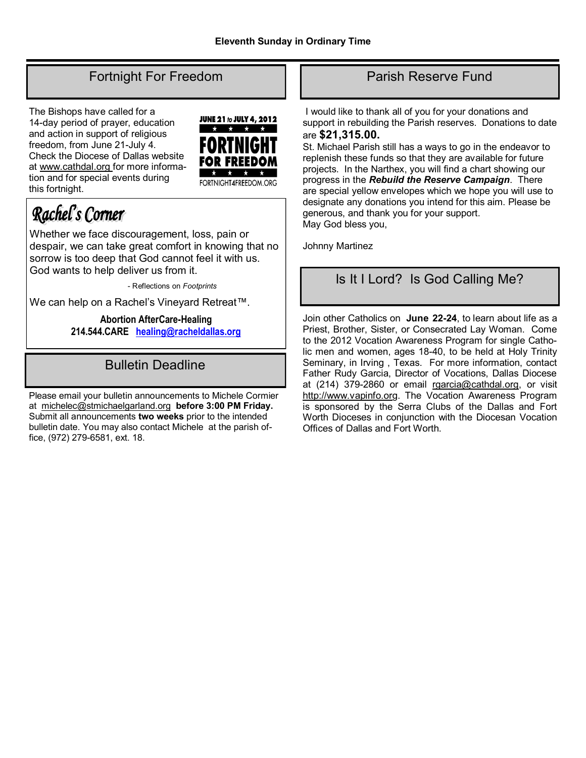## Eleventh Sunday in Ordinary Time

## Fortnight For Freedom

The Bishops have called for a 14-day period of prayer, education and action in support of religious freedom, from June 21-July 4. Check the Diocese of Dallas website at www.cathdal.org for more information and for special events during this fortnight.

JUNE 21 to JULY 4, 2012

FORTNIGHT FOR FREEDOM

FORTNIGHT4FREEDOM.ORG

## Rachel's Corner

Whether we face discouragement, loss, pain or despair, we can take great comfort in knowing that no sorrow is too deep that God cannot feel it with us. God wants to help deliver us from it.

- Reflections on *Footprints*

We can help on a Rachel's Vineyard Retreat™.

**Abortion AfterCare-Healing**
**214.544.CARE healing@racheldallas.org**

## Bulletin Deadline

Please email your bulletin announcements to Michele Cormier at michelec@stmichaelgarland.org **before 3:00 PM Friday.** Submit all announcements **two weeks** prior to the intended bulletin date. You may also contact Michele at the parish office, (972) 279-6581, ext. 18.

## Parish Reserve Fund

I would like to thank all of you for your donations and support in rebuilding the Parish reserves. Donations to date are **$21,315.00.**

St. Michael Parish still has a ways to go in the endeavor to replenish these funds so that they are available for future projects. In the Narthex, you will find a chart showing our progress in the ***Rebuild the Reserve Campaign***. There are special yellow envelopes which we hope you will use to designate any donations you intend for this aim. Please be generous, and thank you for your support.

May God bless you,

Johnny Martinez

## Is It I Lord? Is God Calling Me?

Join other Catholics on **June 22-24**, to learn about life as a Priest, Brother, Sister, or Consecrated Lay Woman. Come to the 2012 Vocation Awareness Program for single Catholic men and women, ages 18-40, to be held at Holy Trinity Seminary, in Irving , Texas. For more information, contact Father Rudy Garcia, Director of Vocations, Dallas Diocese at (214) 379-2860 or email rgarcia@cathdal.org, or visit http://www.vapinfo.org. The Vocation Awareness Program is sponsored by the Serra Clubs of the Dallas and Fort Worth Dioceses in conjunction with the Diocesan Vocation Offices of Dallas and Fort Worth.